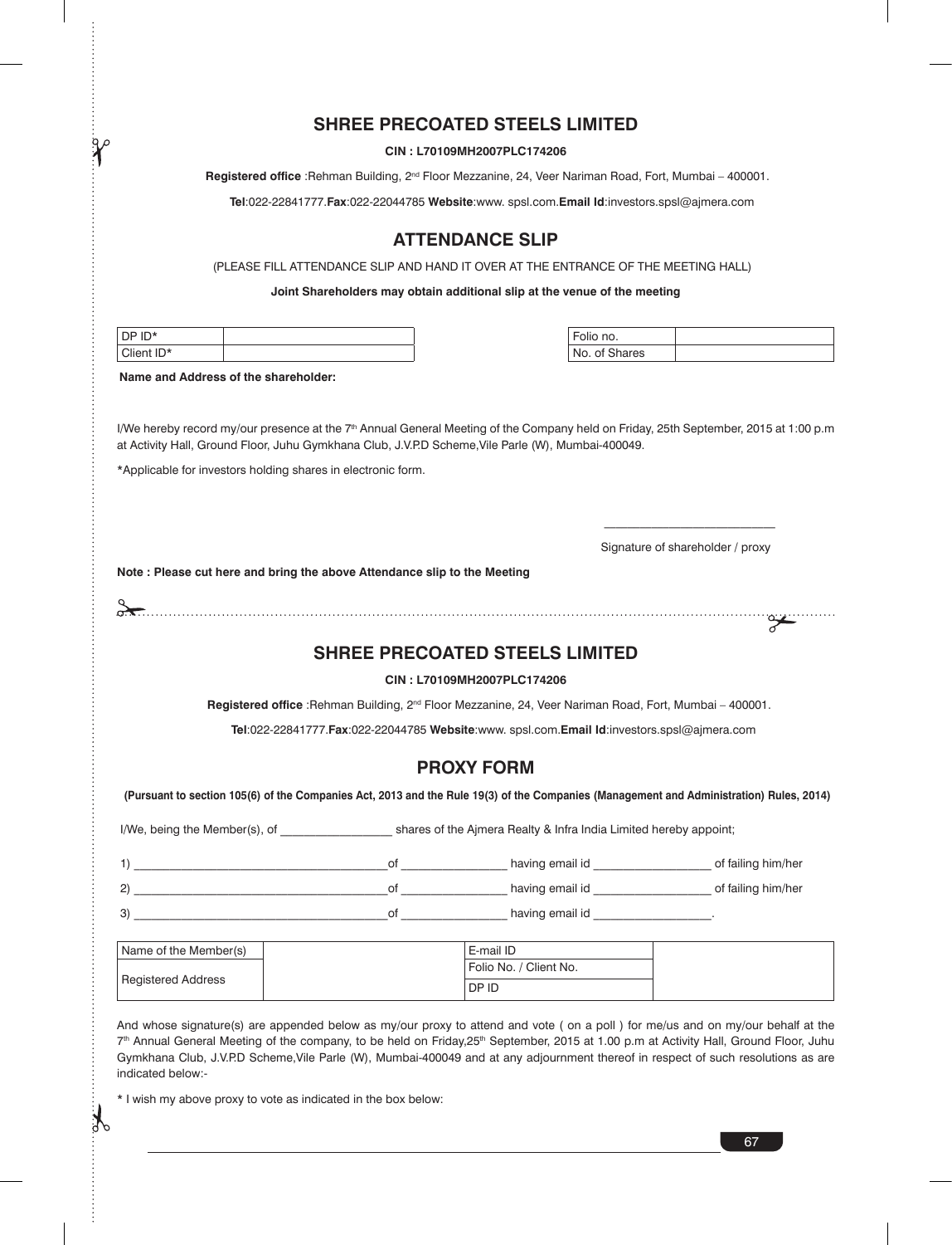## SHREE PRECOATED STEELS LIMITED

**CIN : L70109MH2007PLC174206**

**Registered office** :Rehman Building, 2nd Floor Mezzanine, 24, Veer Nariman Road, Fort, Mumbai – 400001.

**Tel**:022-22841777.**Fax**:022-22044785 **Website**:www. spsl.com.**Email Id**:investors.spsl@ajmera.com

## ATTENDANCE SLIP

(PLEASE FILL ATTENDANCE SLIP AND HAND IT OVER AT THE ENTRANCE OF THE MEETING HALL)

**Joint Shareholders may obtain additional slip at the venue of the meeting**

| DP ID* | |
|---|---|
| Client ID* | |

| Folio no. | |
|---|---|
| No. of Shares | |

**Name and Address of the shareholder:**

I/We hereby record my/our presence at the 7th Annual General Meeting of the Company held on Friday, 25th September, 2015 at 1:00 p.m at Activity Hall, Ground Floor, Juhu Gymkhana Club, J.V.P.D Scheme,Vile Parle (W), Mumbai-400049.

*Applicable for investors holding shares in electronic form.

\_\_\_\_\_\_\_\_\_\_\_\_\_\_\_\_\_\_\_\_\_\_\_\_\_

Signature of shareholder / proxy

**Note : Please cut here and bring the above Attendance slip to the Meeting**

---

## SHREE PRECOATED STEELS LIMITED

**CIN : L70109MH2007PLC174206**

**Registered office** :Rehman Building, 2nd Floor Mezzanine, 24, Veer Nariman Road, Fort, Mumbai – 400001.

**Tel**:022-22841777.**Fax**:022-22044785 **Website**:www. spsl.com.**Email Id**:investors.spsl@ajmera.com

## PROXY FORM

**(Pursuant to section 105(6) of the Companies Act, 2013 and the Rule 19(3) of the Companies (Management and Administration) Rules, 2014)**

I/We, being the Member(s), of \_\_\_\_\_\_\_\_\_\_\_\_\_\_\_\_\_ shares of the Ajmera Realty & Infra India Limited hereby appoint;

1) \_\_\_\_\_\_\_\_\_\_\_\_\_\_\_\_\_\_\_\_\_\_\_\_\_\_\_\_\_\_\_\_\_\_\_\_\_\_\_of \_\_\_\_\_\_\_\_\_\_\_\_\_\_\_\_ having email id \_\_\_\_\_\_\_\_\_\_\_\_\_\_\_\_\_\_ of failing him/her

2) \_\_\_\_\_\_\_\_\_\_\_\_\_\_\_\_\_\_\_\_\_\_\_\_\_\_\_\_\_\_\_\_\_\_\_\_\_\_\_of \_\_\_\_\_\_\_\_\_\_\_\_\_\_\_\_ having email id \_\_\_\_\_\_\_\_\_\_\_\_\_\_\_\_\_\_ of failing him/her

3) \_\_\_\_\_\_\_\_\_\_\_\_\_\_\_\_\_\_\_\_\_\_\_\_\_\_\_\_\_\_\_\_\_\_\_\_\_\_\_of \_\_\_\_\_\_\_\_\_\_\_\_\_\_\_\_ having email id \_\_\_\_\_\_\_\_\_\_\_\_\_\_\_\_\_\_.

| Name of the Member(s) | | E-mail ID | |
|---|---|---|---|
| Registered Address | | Folio No. / Client No. | |
| | | DP ID | |

And whose signature(s) are appended below as my/our proxy to attend and vote ( on a poll ) for me/us and on my/our behalf at the 7th Annual General Meeting of the company, to be held on Friday,25th September, 2015 at 1.00 p.m at Activity Hall, Ground Floor, Juhu Gymkhana Club, J.V.P.D Scheme,Vile Parle (W), Mumbai-400049 and at any adjournment thereof in respect of such resolutions as are indicated below:-

* I wish my above proxy to vote as indicated in the box below: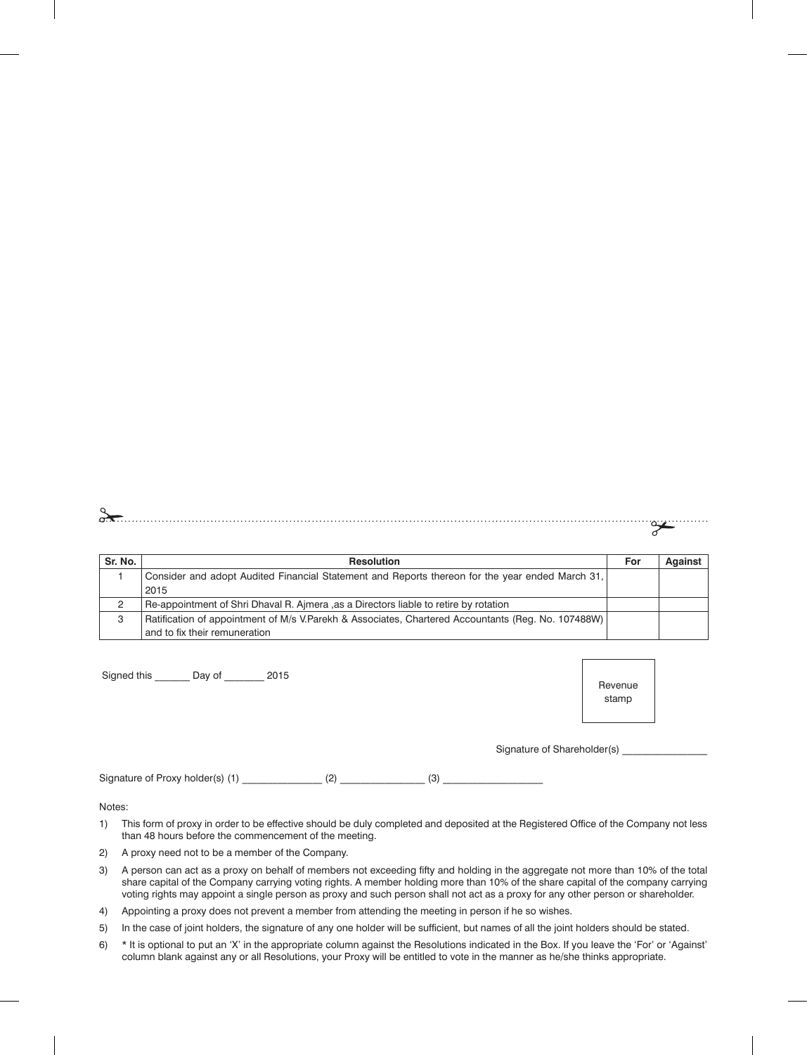| Sr. No. | Resolution | For | Against |
|---|---|---|---|
| 1 | Consider and adopt Audited Financial Statement and Reports thereon for the year ended March 31, 2015 | | |
| 2 | Re-appointment of Shri Dhaval R. Ajmera ,as a Directors liable to retire by rotation | | |
| 3 | Ratification of appointment of M/s V.Parekh & Associates, Chartered Accountants (Reg. No. 107488W) and to fix their remuneration | | |

Signed this ______ Day of _______ 2015

Revenue stamp

Signature of Shareholder(s) _______________

Signature of Proxy holder(s) (1) ______________ (2) _______________ (3) __________________

Notes:

1) This form of proxy in order to be effective should be duly completed and deposited at the Registered Office of the Company not less than 48 hours before the commencement of the meeting.
2) A proxy need not to be a member of the Company.
3) A person can act as a proxy on behalf of members not exceeding fifty and holding in the aggregate not more than 10% of the total share capital of the Company carrying voting rights. A member holding more than 10% of the share capital of the company carrying voting rights may appoint a single person as proxy and such person shall not act as a proxy for any other person or shareholder.
4) Appointing a proxy does not prevent a member from attending the meeting in person if he so wishes.
5) In the case of joint holders, the signature of any one holder will be sufficient, but names of all the joint holders should be stated.
6) * It is optional to put an 'X' in the appropriate column against the Resolutions indicated in the Box. If you leave the 'For' or 'Against' column blank against any or all Resolutions, your Proxy will be entitled to vote in the manner as he/she thinks appropriate.